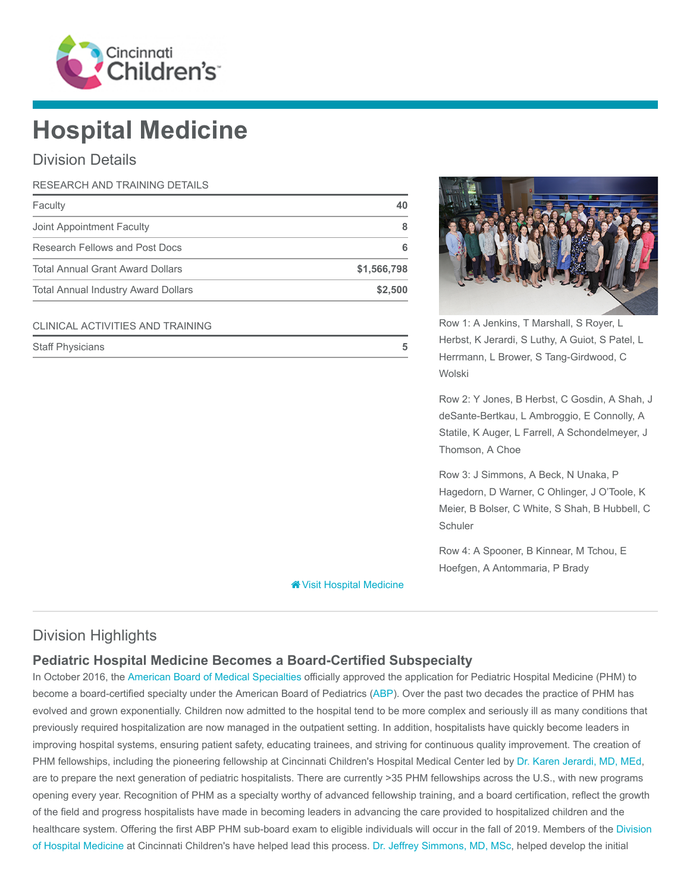# Hospital Medicine

## Division Details

| RESEARCH AND TRAINING DETAILS | |
|---|---|
| Faculty | 40 |
| Joint Appointment Faculty | 8 |
| Research Fellows and Post Docs | 6 |
| Total Annual Grant Award Dollars | $1,566,798 |
| Total Annual Industry Award Dollars | $2,500 |

| CLINICAL ACTIVITIES AND TRAINING | |
|---|---|
| Staff Physicians | 5 |

Row 1: A Jenkins, T Marshall, S Royer, L Herbst, K Jerardi, S Luthy, A Guiot, S Patel, L Herrmann, L Brower, S Tang-Girdwood, C Wolski

Row 2: Y Jones, B Herbst, C Gosdin, A Shah, J deSante-Bertkau, L Ambroggio, E Connolly, A Statile, K Auger, L Farrell, A Schondelmeyer, J Thomson, A Choe

Row 3: J Simmons, A Beck, N Unaka, P Hagedorn, D Warner, C Ohlinger, J O'Toole, K Meier, B Bolser, C White, S Shah, B Hubbell, C Schuler

Row 4: A Spooner, B Kinnear, M Tchou, E Hoefgen, A Antommaria, P Brady

Visit Hospital Medicine

## Division Highlights

### Pediatric Hospital Medicine Becomes a Board-Certified Subspecialty

In October 2016, the American Board of Medical Specialties officially approved the application for Pediatric Hospital Medicine (PHM) to become a board-certified specialty under the American Board of Pediatrics (ABP). Over the past two decades the practice of PHM has evolved and grown exponentially. Children now admitted to the hospital tend to be more complex and seriously ill as many conditions that previously required hospitalization are now managed in the outpatient setting. In addition, hospitalists have quickly become leaders in improving hospital systems, ensuring patient safety, educating trainees, and striving for continuous quality improvement. The creation of PHM fellowships, including the pioneering fellowship at Cincinnati Children's Hospital Medical Center led by Dr. Karen Jerardi, MD, MEd, are to prepare the next generation of pediatric hospitalists. There are currently >35 PHM fellowships across the U.S., with new programs opening every year. Recognition of PHM as a specialty worthy of advanced fellowship training, and a board certification, reflect the growth of the field and progress hospitalists have made in becoming leaders in advancing the care provided to hospitalized children and the healthcare system. Offering the first ABP PHM sub-board exam to eligible individuals will occur in the fall of 2019. Members of the Division of Hospital Medicine at Cincinnati Children's have helped lead this process. Dr. Jeffrey Simmons, MD, MSc, helped develop the initial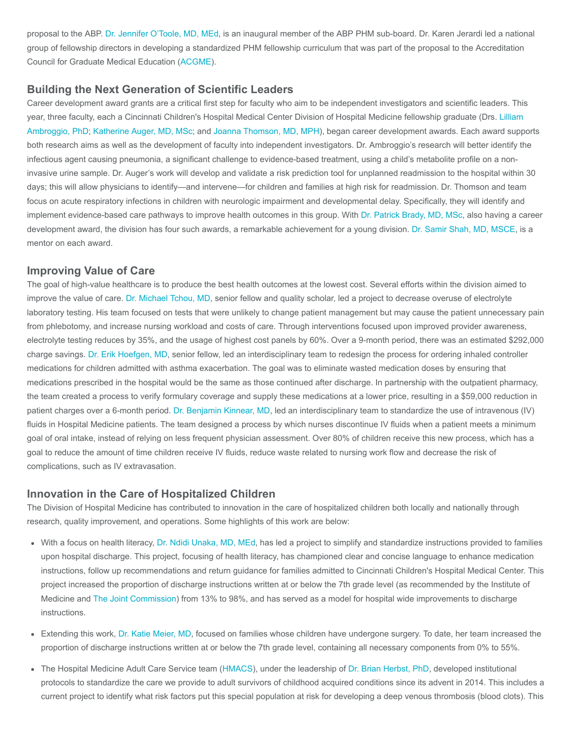proposal to the ABP. Dr. Jennifer O'Toole, MD, MEd, is an inaugural member of the ABP PHM sub-board. Dr. Karen Jerardi led a national group of fellowship directors in developing a standardized PHM fellowship curriculum that was part of the proposal to the Accreditation Council for Graduate Medical Education (ACGME).

## Building the Next Generation of Scientific Leaders

Career development award grants are a critical first step for faculty who aim to be independent investigators and scientific leaders. This year, three faculty, each a Cincinnati Children's Hospital Medical Center Division of Hospital Medicine fellowship graduate (Drs. Lilliam Ambroggio, PhD; Katherine Auger, MD, MSc; and Joanna Thomson, MD, MPH), began career development awards. Each award supports both research aims as well as the development of faculty into independent investigators. Dr. Ambroggio's research will better identify the infectious agent causing pneumonia, a significant challenge to evidence-based treatment, using a child's metabolite profile on a non-invasive urine sample. Dr. Auger's work will develop and validate a risk prediction tool for unplanned readmission to the hospital within 30 days; this will allow physicians to identify—and intervene—for children and families at high risk for readmission. Dr. Thomson and team focus on acute respiratory infections in children with neurologic impairment and developmental delay. Specifically, they will identify and implement evidence-based care pathways to improve health outcomes in this group. With Dr. Patrick Brady, MD, MSc, also having a career development award, the division has four such awards, a remarkable achievement for a young division. Dr. Samir Shah, MD, MSCE, is a mentor on each award.

## Improving Value of Care

The goal of high-value healthcare is to produce the best health outcomes at the lowest cost. Several efforts within the division aimed to improve the value of care. Dr. Michael Tchou, MD, senior fellow and quality scholar, led a project to decrease overuse of electrolyte laboratory testing. His team focused on tests that were unlikely to change patient management but may cause the patient unnecessary pain from phlebotomy, and increase nursing workload and costs of care. Through interventions focused upon improved provider awareness, electrolyte testing reduces by 35%, and the usage of highest cost panels by 60%. Over a 9-month period, there was an estimated $292,000 charge savings. Dr. Erik Hoefgen, MD, senior fellow, led an interdisciplinary team to redesign the process for ordering inhaled controller medications for children admitted with asthma exacerbation. The goal was to eliminate wasted medication doses by ensuring that medications prescribed in the hospital would be the same as those continued after discharge. In partnership with the outpatient pharmacy, the team created a process to verify formulary coverage and supply these medications at a lower price, resulting in a $59,000 reduction in patient charges over a 6-month period. Dr. Benjamin Kinnear, MD, led an interdisciplinary team to standardize the use of intravenous (IV) fluids in Hospital Medicine patients. The team designed a process by which nurses discontinue IV fluids when a patient meets a minimum goal of oral intake, instead of relying on less frequent physician assessment. Over 80% of children receive this new process, which has a goal to reduce the amount of time children receive IV fluids, reduce waste related to nursing work flow and decrease the risk of complications, such as IV extravasation.

## Innovation in the Care of Hospitalized Children

The Division of Hospital Medicine has contributed to innovation in the care of hospitalized children both locally and nationally through research, quality improvement, and operations. Some highlights of this work are below:

- With a focus on health literacy, Dr. Ndidi Unaka, MD, MEd, has led a project to simplify and standardize instructions provided to families upon hospital discharge. This project, focusing of health literacy, has championed clear and concise language to enhance medication instructions, follow up recommendations and return guidance for families admitted to Cincinnati Children's Hospital Medical Center. This project increased the proportion of discharge instructions written at or below the 7th grade level (as recommended by the Institute of Medicine and The Joint Commission) from 13% to 98%, and has served as a model for hospital wide improvements to discharge instructions.

- Extending this work, Dr. Katie Meier, MD, focused on families whose children have undergone surgery. To date, her team increased the proportion of discharge instructions written at or below the 7th grade level, containing all necessary components from 0% to 55%.

- The Hospital Medicine Adult Care Service team (HMACS), under the leadership of Dr. Brian Herbst, PhD, developed institutional protocols to standardize the care we provide to adult survivors of childhood acquired conditions since its advent in 2014. This includes a current project to identify what risk factors put this special population at risk for developing a deep venous thrombosis (blood clots). This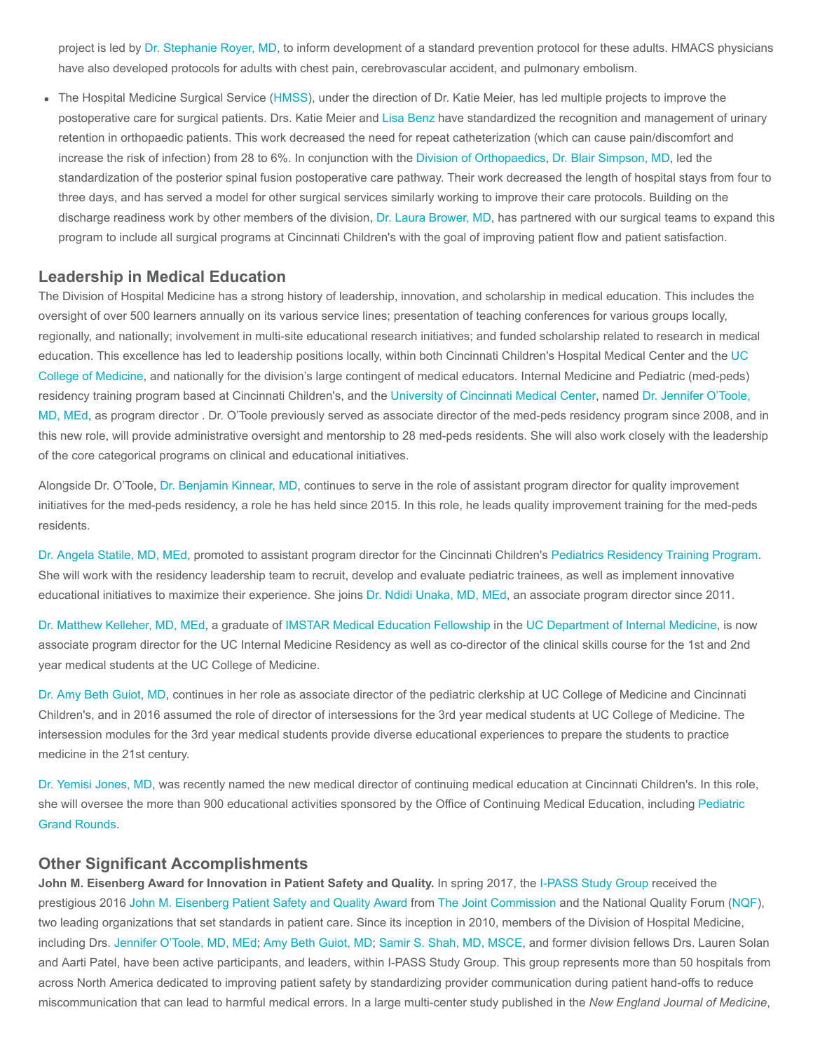project is led by Dr. Stephanie Royer, MD, to inform development of a standard prevention protocol for these adults. HMACS physicians have also developed protocols for adults with chest pain, cerebrovascular accident, and pulmonary embolism.

- The Hospital Medicine Surgical Service (HMSS), under the direction of Dr. Katie Meier, has led multiple projects to improve the postoperative care for surgical patients. Drs. Katie Meier and Lisa Benz have standardized the recognition and management of urinary retention in orthopaedic patients. This work decreased the need for repeat catheterization (which can cause pain/discomfort and increase the risk of infection) from 28 to 6%. In conjunction with the Division of Orthopaedics, Dr. Blair Simpson, MD, led the standardization of the posterior spinal fusion postoperative care pathway. Their work decreased the length of hospital stays from four to three days, and has served a model for other surgical services similarly working to improve their care protocols. Building on the discharge readiness work by other members of the division, Dr. Laura Brower, MD, has partnered with our surgical teams to expand this program to include all surgical programs at Cincinnati Children's with the goal of improving patient flow and patient satisfaction.

## Leadership in Medical Education

The Division of Hospital Medicine has a strong history of leadership, innovation, and scholarship in medical education. This includes the oversight of over 500 learners annually on its various service lines; presentation of teaching conferences for various groups locally, regionally, and nationally; involvement in multi-site educational research initiatives; and funded scholarship related to research in medical education. This excellence has led to leadership positions locally, within both Cincinnati Children's Hospital Medical Center and the UC College of Medicine, and nationally for the division's large contingent of medical educators. Internal Medicine and Pediatric (med-peds) residency training program based at Cincinnati Children's, and the University of Cincinnati Medical Center, named Dr. Jennifer O'Toole, MD, MEd, as program director . Dr. O'Toole previously served as associate director of the med-peds residency program since 2008, and in this new role, will provide administrative oversight and mentorship to 28 med-peds residents. She will also work closely with the leadership of the core categorical programs on clinical and educational initiatives.

Alongside Dr. O'Toole, Dr. Benjamin Kinnear, MD, continues to serve in the role of assistant program director for quality improvement initiatives for the med-peds residency, a role he has held since 2015. In this role, he leads quality improvement training for the med-peds residents.

Dr. Angela Statile, MD, MEd, promoted to assistant program director for the Cincinnati Children's Pediatrics Residency Training Program. She will work with the residency leadership team to recruit, develop and evaluate pediatric trainees, as well as implement innovative educational initiatives to maximize their experience. She joins Dr. Ndidi Unaka, MD, MEd, an associate program director since 2011.

Dr. Matthew Kelleher, MD, MEd, a graduate of IMSTAR Medical Education Fellowship in the UC Department of Internal Medicine, is now associate program director for the UC Internal Medicine Residency as well as co-director of the clinical skills course for the 1st and 2nd year medical students at the UC College of Medicine.

Dr. Amy Beth Guiot, MD, continues in her role as associate director of the pediatric clerkship at UC College of Medicine and Cincinnati Children's, and in 2016 assumed the role of director of intersessions for the 3rd year medical students at UC College of Medicine. The intersession modules for the 3rd year medical students provide diverse educational experiences to prepare the students to practice medicine in the 21st century.

Dr. Yemisi Jones, MD, was recently named the new medical director of continuing medical education at Cincinnati Children's. In this role, she will oversee the more than 900 educational activities sponsored by the Office of Continuing Medical Education, including Pediatric Grand Rounds.

## Other Significant Accomplishments

**John M. Eisenberg Award for Innovation in Patient Safety and Quality.** In spring 2017, the I-PASS Study Group received the prestigious 2016 John M. Eisenberg Patient Safety and Quality Award from The Joint Commission and the National Quality Forum (NQF), two leading organizations that set standards in patient care. Since its inception in 2010, members of the Division of Hospital Medicine, including Drs. Jennifer O'Toole, MD, MEd; Amy Beth Guiot, MD; Samir S. Shah, MD, MSCE, and former division fellows Drs. Lauren Solan and Aarti Patel, have been active participants, and leaders, within I-PASS Study Group. This group represents more than 50 hospitals from across North America dedicated to improving patient safety by standardizing provider communication during patient hand-offs to reduce miscommunication that can lead to harmful medical errors. In a large multi-center study published in the *New England Journal of Medicine*,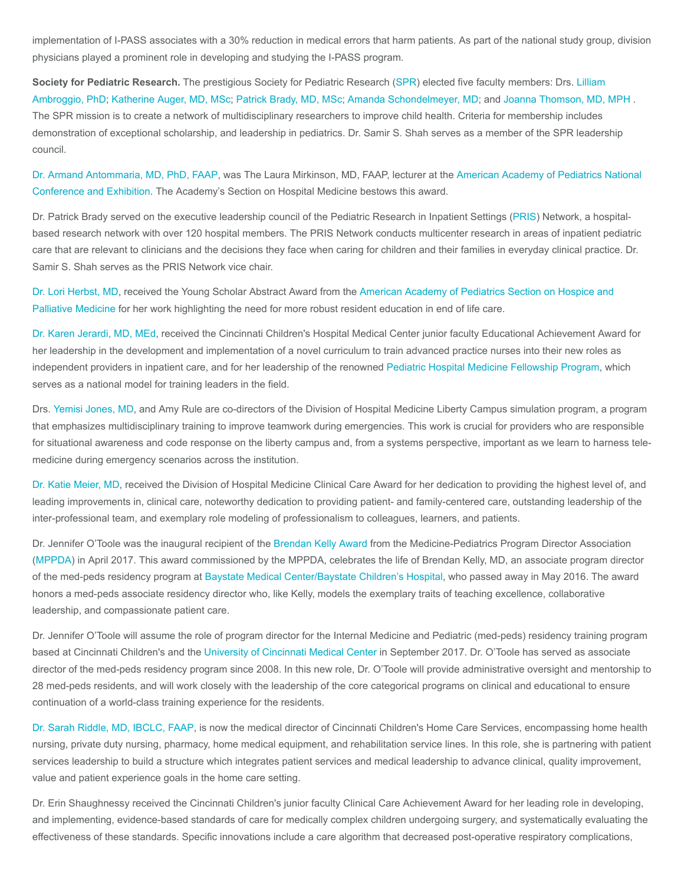implementation of I-PASS associates with a 30% reduction in medical errors that harm patients. As part of the national study group, division physicians played a prominent role in developing and studying the I-PASS program.

**Society for Pediatric Research.** The prestigious Society for Pediatric Research (SPR) elected five faculty members: Drs. Lilliam Ambroggio, PhD; Katherine Auger, MD, MSc; Patrick Brady, MD, MSc; Amanda Schondelmeyer, MD; and Joanna Thomson, MD, MPH . The SPR mission is to create a network of multidisciplinary researchers to improve child health. Criteria for membership includes demonstration of exceptional scholarship, and leadership in pediatrics. Dr. Samir S. Shah serves as a member of the SPR leadership council.

Dr. Armand Antommaria, MD, PhD, FAAP, was The Laura Mirkinson, MD, FAAP, lecturer at the American Academy of Pediatrics National Conference and Exhibition. The Academy's Section on Hospital Medicine bestows this award.

Dr. Patrick Brady served on the executive leadership council of the Pediatric Research in Inpatient Settings (PRIS) Network, a hospital-based research network with over 120 hospital members. The PRIS Network conducts multicenter research in areas of inpatient pediatric care that are relevant to clinicians and the decisions they face when caring for children and their families in everyday clinical practice. Dr. Samir S. Shah serves as the PRIS Network vice chair.

Dr. Lori Herbst, MD, received the Young Scholar Abstract Award from the American Academy of Pediatrics Section on Hospice and Palliative Medicine for her work highlighting the need for more robust resident education in end of life care.

Dr. Karen Jerardi, MD, MEd, received the Cincinnati Children's Hospital Medical Center junior faculty Educational Achievement Award for her leadership in the development and implementation of a novel curriculum to train advanced practice nurses into their new roles as independent providers in inpatient care, and for her leadership of the renowned Pediatric Hospital Medicine Fellowship Program, which serves as a national model for training leaders in the field.

Drs. Yemisi Jones, MD, and Amy Rule are co-directors of the Division of Hospital Medicine Liberty Campus simulation program, a program that emphasizes multidisciplinary training to improve teamwork during emergencies. This work is crucial for providers who are responsible for situational awareness and code response on the liberty campus and, from a systems perspective, important as we learn to harness tele-medicine during emergency scenarios across the institution.

Dr. Katie Meier, MD, received the Division of Hospital Medicine Clinical Care Award for her dedication to providing the highest level of, and leading improvements in, clinical care, noteworthy dedication to providing patient- and family-centered care, outstanding leadership of the inter-professional team, and exemplary role modeling of professionalism to colleagues, learners, and patients.

Dr. Jennifer O'Toole was the inaugural recipient of the Brendan Kelly Award from the Medicine-Pediatrics Program Director Association (MPPDA) in April 2017. This award commissioned by the MPPDA, celebrates the life of Brendan Kelly, MD, an associate program director of the med-peds residency program at Baystate Medical Center/Baystate Children's Hospital, who passed away in May 2016. The award honors a med-peds associate residency director who, like Kelly, models the exemplary traits of teaching excellence, collaborative leadership, and compassionate patient care.

Dr. Jennifer O'Toole will assume the role of program director for the Internal Medicine and Pediatric (med-peds) residency training program based at Cincinnati Children's and the University of Cincinnati Medical Center in September 2017. Dr. O'Toole has served as associate director of the med-peds residency program since 2008. In this new role, Dr. O'Toole will provide administrative oversight and mentorship to 28 med-peds residents, and will work closely with the leadership of the core categorical programs on clinical and educational to ensure continuation of a world-class training experience for the residents.

Dr. Sarah Riddle, MD, IBCLC, FAAP, is now the medical director of Cincinnati Children's Home Care Services, encompassing home health nursing, private duty nursing, pharmacy, home medical equipment, and rehabilitation service lines. In this role, she is partnering with patient services leadership to build a structure which integrates patient services and medical leadership to advance clinical, quality improvement, value and patient experience goals in the home care setting.

Dr. Erin Shaughnessy received the Cincinnati Children's junior faculty Clinical Care Achievement Award for her leading role in developing, and implementing, evidence-based standards of care for medically complex children undergoing surgery, and systematically evaluating the effectiveness of these standards. Specific innovations include a care algorithm that decreased post-operative respiratory complications,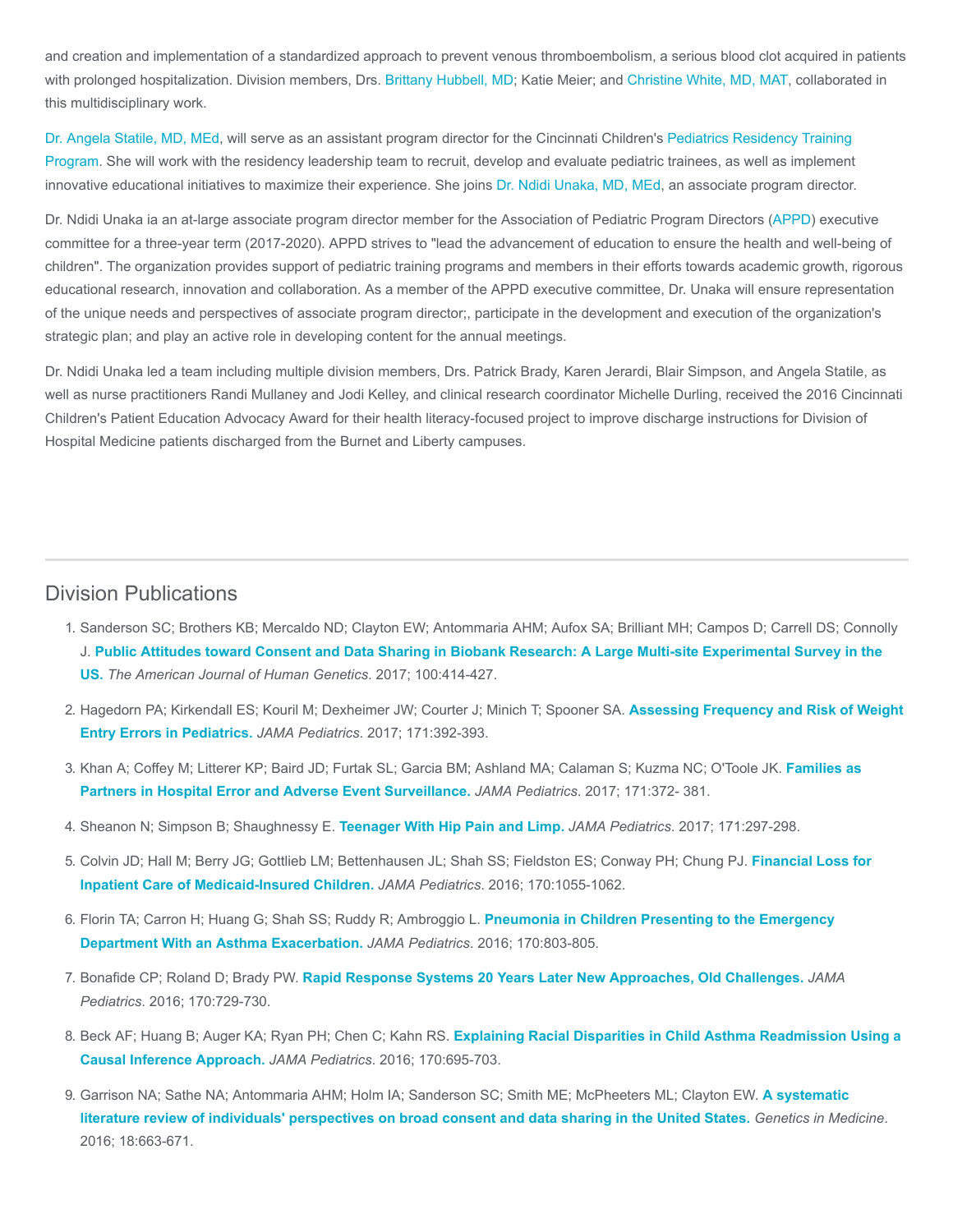and creation and implementation of a standardized approach to prevent venous thromboembolism, a serious blood clot acquired in patients with prolonged hospitalization. Division members, Drs. Brittany Hubbell, MD; Katie Meier; and Christine White, MD, MAT, collaborated in this multidisciplinary work.

Dr. Angela Statile, MD, MEd, will serve as an assistant program director for the Cincinnati Children's Pediatrics Residency Training Program. She will work with the residency leadership team to recruit, develop and evaluate pediatric trainees, as well as implement innovative educational initiatives to maximize their experience. She joins Dr. Ndidi Unaka, MD, MEd, an associate program director.

Dr. Ndidi Unaka ia an at-large associate program director member for the Association of Pediatric Program Directors (APPD) executive committee for a three-year term (2017-2020). APPD strives to "lead the advancement of education to ensure the health and well-being of children". The organization provides support of pediatric training programs and members in their efforts towards academic growth, rigorous educational research, innovation and collaboration. As a member of the APPD executive committee, Dr. Unaka will ensure representation of the unique needs and perspectives of associate program director;, participate in the development and execution of the organization's strategic plan; and play an active role in developing content for the annual meetings.

Dr. Ndidi Unaka led a team including multiple division members, Drs. Patrick Brady, Karen Jerardi, Blair Simpson, and Angela Statile, as well as nurse practitioners Randi Mullaney and Jodi Kelley, and clinical research coordinator Michelle Durling, received the 2016 Cincinnati Children's Patient Education Advocacy Award for their health literacy-focused project to improve discharge instructions for Division of Hospital Medicine patients discharged from the Burnet and Liberty campuses.

## Division Publications

1. Sanderson SC; Brothers KB; Mercaldo ND; Clayton EW; Antommaria AHM; Aufox SA; Brilliant MH; Campos D; Carrell DS; Connolly J. **Public Attitudes toward Consent and Data Sharing in Biobank Research: A Large Multi-site Experimental Survey in the US.** *The American Journal of Human Genetics*. 2017; 100:414-427.
2. Hagedorn PA; Kirkendall ES; Kouril M; Dexheimer JW; Courter J; Minich T; Spooner SA. **Assessing Frequency and Risk of Weight Entry Errors in Pediatrics.** *JAMA Pediatrics*. 2017; 171:392-393.
3. Khan A; Coffey M; Litterer KP; Baird JD; Furtak SL; Garcia BM; Ashland MA; Calaman S; Kuzma NC; O'Toole JK. **Families as Partners in Hospital Error and Adverse Event Surveillance.** *JAMA Pediatrics*. 2017; 171:372- 381.
4. Sheanon N; Simpson B; Shaughnessy E. **Teenager With Hip Pain and Limp.** *JAMA Pediatrics*. 2017; 171:297-298.
5. Colvin JD; Hall M; Berry JG; Gottlieb LM; Bettenhausen JL; Shah SS; Fieldston ES; Conway PH; Chung PJ. **Financial Loss for Inpatient Care of Medicaid-Insured Children.** *JAMA Pediatrics*. 2016; 170:1055-1062.
6. Florin TA; Carron H; Huang G; Shah SS; Ruddy R; Ambroggio L. **Pneumonia in Children Presenting to the Emergency Department With an Asthma Exacerbation.** *JAMA Pediatrics*. 2016; 170:803-805.
7. Bonafide CP; Roland D; Brady PW. **Rapid Response Systems 20 Years Later New Approaches, Old Challenges.** *JAMA Pediatrics*. 2016; 170:729-730.
8. Beck AF; Huang B; Auger KA; Ryan PH; Chen C; Kahn RS. **Explaining Racial Disparities in Child Asthma Readmission Using a Causal Inference Approach.** *JAMA Pediatrics*. 2016; 170:695-703.
9. Garrison NA; Sathe NA; Antommaria AHM; Holm IA; Sanderson SC; Smith ME; McPheeters ML; Clayton EW. **A systematic literature review of individuals' perspectives on broad consent and data sharing in the United States.** *Genetics in Medicine*. 2016; 18:663-671.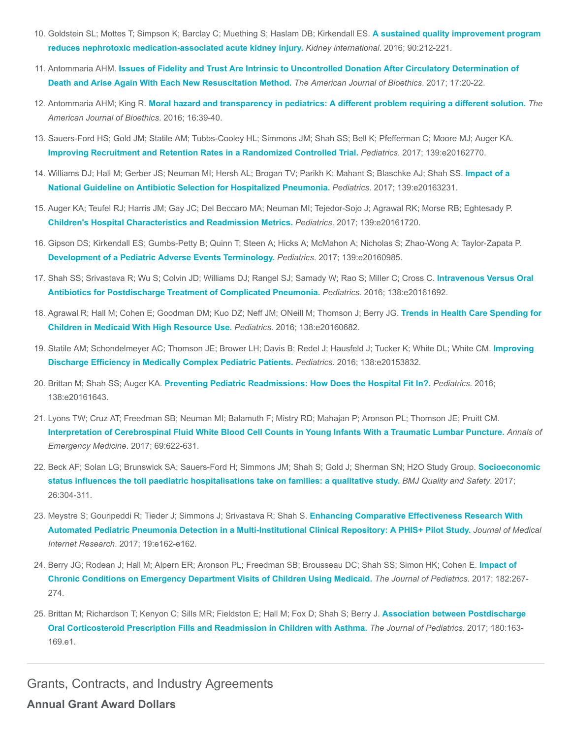10. Goldstein SL; Mottes T; Simpson K; Barclay C; Muething S; Haslam DB; Kirkendall ES. **A sustained quality improvement program reduces nephrotoxic medication-associated acute kidney injury.** *Kidney international*. 2016; 90:212-221.

11. Antommaria AHM. **Issues of Fidelity and Trust Are Intrinsic to Uncontrolled Donation After Circulatory Determination of Death and Arise Again With Each New Resuscitation Method.** *The American Journal of Bioethics*. 2017; 17:20-22.

12. Antommaria AHM; King R. **Moral hazard and transparency in pediatrics: A different problem requiring a different solution.** *The American Journal of Bioethics*. 2016; 16:39-40.

13. Sauers-Ford HS; Gold JM; Statile AM; Tubbs-Cooley HL; Simmons JM; Shah SS; Bell K; Pfefferman C; Moore MJ; Auger KA. **Improving Recruitment and Retention Rates in a Randomized Controlled Trial.** *Pediatrics*. 2017; 139:e20162770.

14. Williams DJ; Hall M; Gerber JS; Neuman MI; Hersh AL; Brogan TV; Parikh K; Mahant S; Blaschke AJ; Shah SS. **Impact of a National Guideline on Antibiotic Selection for Hospitalized Pneumonia.** *Pediatrics*. 2017; 139:e20163231.

15. Auger KA; Teufel RJ; Harris JM; Gay JC; Del Beccaro MA; Neuman MI; Tejedor-Sojo J; Agrawal RK; Morse RB; Eghtesady P. **Children's Hospital Characteristics and Readmission Metrics.** *Pediatrics*. 2017; 139:e20161720.

16. Gipson DS; Kirkendall ES; Gumbs-Petty B; Quinn T; Steen A; Hicks A; McMahon A; Nicholas S; Zhao-Wong A; Taylor-Zapata P. **Development of a Pediatric Adverse Events Terminology.** *Pediatrics*. 2017; 139:e20160985.

17. Shah SS; Srivastava R; Wu S; Colvin JD; Williams DJ; Rangel SJ; Samady W; Rao S; Miller C; Cross C. **Intravenous Versus Oral Antibiotics for Postdischarge Treatment of Complicated Pneumonia.** *Pediatrics*. 2016; 138:e20161692.

18. Agrawal R; Hall M; Cohen E; Goodman DM; Kuo DZ; Neff JM; ONeill M; Thomson J; Berry JG. **Trends in Health Care Spending for Children in Medicaid With High Resource Use.** *Pediatrics*. 2016; 138:e20160682.

19. Statile AM; Schondelmeyer AC; Thomson JE; Brower LH; Davis B; Redel J; Hausfeld J; Tucker K; White DL; White CM. **Improving Discharge Efficiency in Medically Complex Pediatric Patients.** *Pediatrics*. 2016; 138:e20153832.

20. Brittan M; Shah SS; Auger KA. **Preventing Pediatric Readmissions: How Does the Hospital Fit In?.** *Pediatrics*. 2016; 138:e20161643.

21. Lyons TW; Cruz AT; Freedman SB; Neuman MI; Balamuth F; Mistry RD; Mahajan P; Aronson PL; Thomson JE; Pruitt CM. **Interpretation of Cerebrospinal Fluid White Blood Cell Counts in Young Infants With a Traumatic Lumbar Puncture.** *Annals of Emergency Medicine*. 2017; 69:622-631.

22. Beck AF; Solan LG; Brunswick SA; Sauers-Ford H; Simmons JM; Shah S; Gold J; Sherman SN; H2O Study Group. **Socioeconomic status influences the toll paediatric hospitalisations take on families: a qualitative study.** *BMJ Quality and Safety*. 2017; 26:304-311.

23. Meystre S; Gouripeddi R; Tieder J; Simmons J; Srivastava R; Shah S. **Enhancing Comparative Effectiveness Research With Automated Pediatric Pneumonia Detection in a Multi-Institutional Clinical Repository: A PHIS+ Pilot Study.** *Journal of Medical Internet Research*. 2017; 19:e162-e162.

24. Berry JG; Rodean J; Hall M; Alpern ER; Aronson PL; Freedman SB; Brousseau DC; Shah SS; Simon HK; Cohen E. **Impact of Chronic Conditions on Emergency Department Visits of Children Using Medicaid.** *The Journal of Pediatrics*. 2017; 182:267-274.

25. Brittan M; Richardson T; Kenyon C; Sills MR; Fieldston E; Hall M; Fox D; Shah S; Berry J. **Association between Postdischarge Oral Corticosteroid Prescription Fills and Readmission in Children with Asthma.** *The Journal of Pediatrics*. 2017; 180:163-169.e1.

## Grants, Contracts, and Industry Agreements

### Annual Grant Award Dollars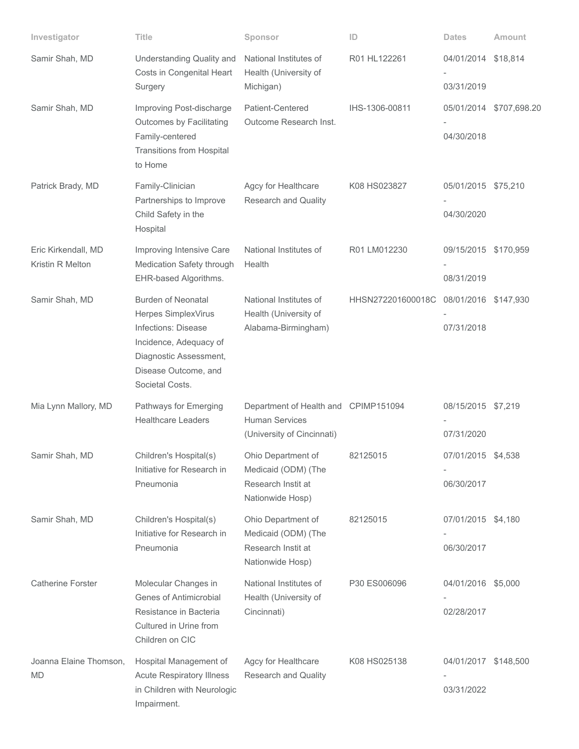| Investigator | Title | Sponsor | ID | Dates | Amount |
| --- | --- | --- | --- | --- | --- |
| Samir Shah, MD | Understanding Quality and Costs in Congenital Heart Surgery | National Institutes of Health (University of Michigan) | R01 HL122261 | 04/01/2014 - 03/31/2019 | $18,814 |
| Samir Shah, MD | Improving Post-discharge Outcomes by Facilitating Family-centered Transitions from Hospital to Home | Patient-Centered Outcome Research Inst. | IHS-1306-00811 | 05/01/2014 - 04/30/2018 | $707,698.20 |
| Patrick Brady, MD | Family-Clinician Partnerships to Improve Child Safety in the Hospital | Agcy for Healthcare Research and Quality | K08 HS023827 | 05/01/2015 - 04/30/2020 | $75,210 |
| Eric Kirkendall, MD Kristin R Melton | Improving Intensive Care Medication Safety through EHR-based Algorithms. | National Institutes of Health | R01 LM012230 | 09/15/2015 - 08/31/2019 | $170,959 |
| Samir Shah, MD | Burden of Neonatal Herpes SimplexVirus Infections: Disease Incidence, Adequacy of Diagnostic Assessment, Disease Outcome, and Societal Costs. | National Institutes of Health (University of Alabama-Birmingham) | HHSN272201600018C | 08/01/2016 - 07/31/2018 | $147,930 |
| Mia Lynn Mallory, MD | Pathways for Emerging Healthcare Leaders | Department of Health and Human Services (University of Cincinnati) | CPIMP151094 | 08/15/2015 - 07/31/2020 | $7,219 |
| Samir Shah, MD | Children's Hospital(s) Initiative for Research in Pneumonia | Ohio Department of Medicaid (ODM) (The Research Instit at Nationwide Hosp) | 82125015 | 07/01/2015 - 06/30/2017 | $4,538 |
| Samir Shah, MD | Children's Hospital(s) Initiative for Research in Pneumonia | Ohio Department of Medicaid (ODM) (The Research Instit at Nationwide Hosp) | 82125015 | 07/01/2015 - 06/30/2017 | $4,180 |
| Catherine Forster | Molecular Changes in Genes of Antimicrobial Resistance in Bacteria Cultured in Urine from Children on CIC | National Institutes of Health (University of Cincinnati) | P30 ES006096 | 04/01/2016 - 02/28/2017 | $5,000 |
| Joanna Elaine Thomson, MD | Hospital Management of Acute Respiratory Illness in Children with Neurologic Impairment. | Agcy for Healthcare Research and Quality | K08 HS025138 | 04/01/2017 - 03/31/2022 | $148,500 |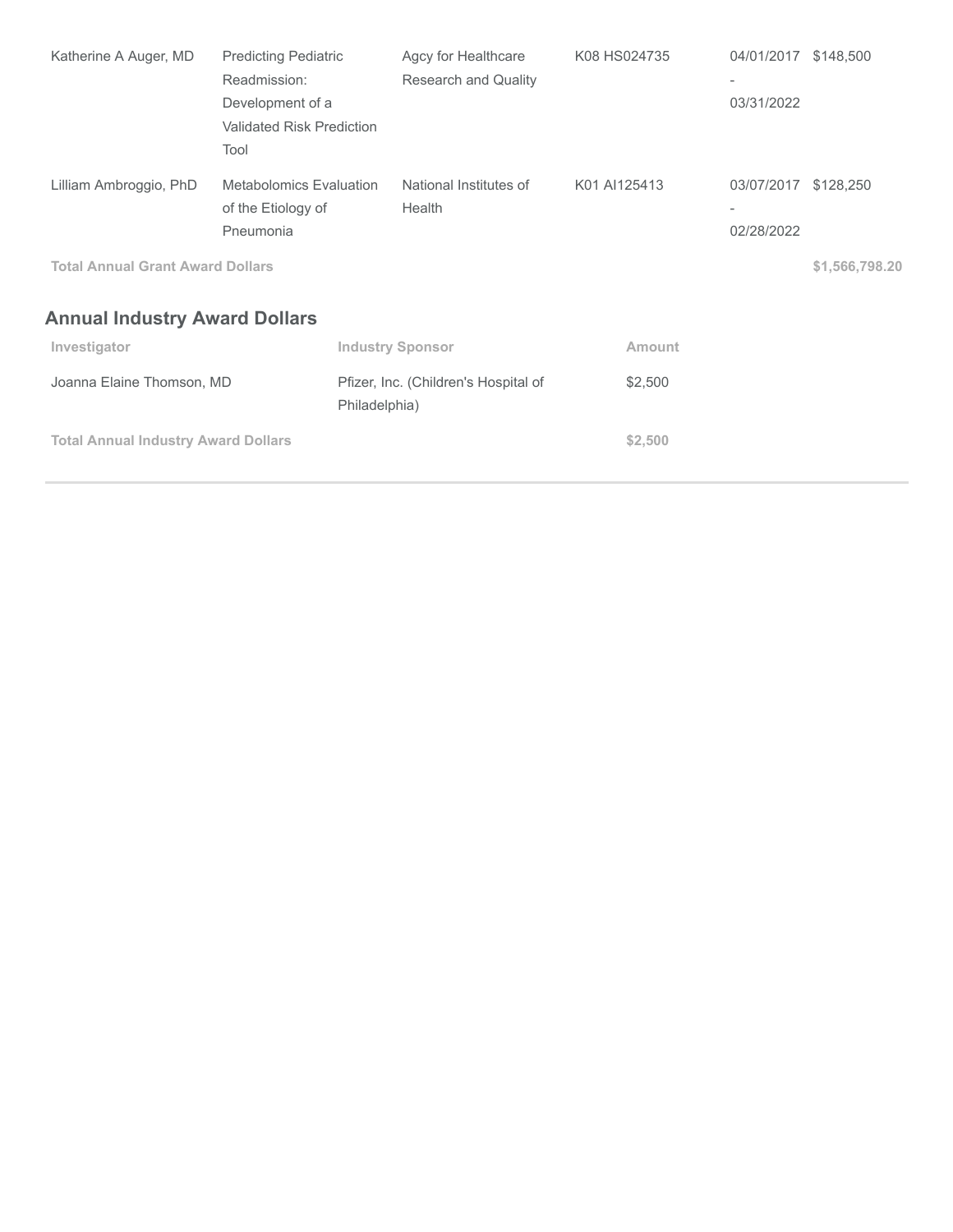| | | | | | |
|---|---|---|---|---|---|
| Katherine A Auger, MD | Predicting Pediatric Readmission: Development of a Validated Risk Prediction Tool | Agcy for Healthcare Research and Quality | K08 HS024735 | 04/01/2017 - 03/31/2022 | $148,500 |
| Lilliam Ambroggio, PhD | Metabolomics Evaluation of the Etiology of Pneumonia | National Institutes of Health | K01 AI125413 | 03/07/2017 - 02/28/2022 | $128,250 |
| **Total Annual Grant Award Dollars** | | | | | **$1,566,798.20** |

## Annual Industry Award Dollars

| Investigator | Industry Sponsor | Amount |
|---|---|---|
| Joanna Elaine Thomson, MD | Pfizer, Inc. (Children's Hospital of Philadelphia) | $2,500 |
| **Total Annual Industry Award Dollars** | | **$2,500** |